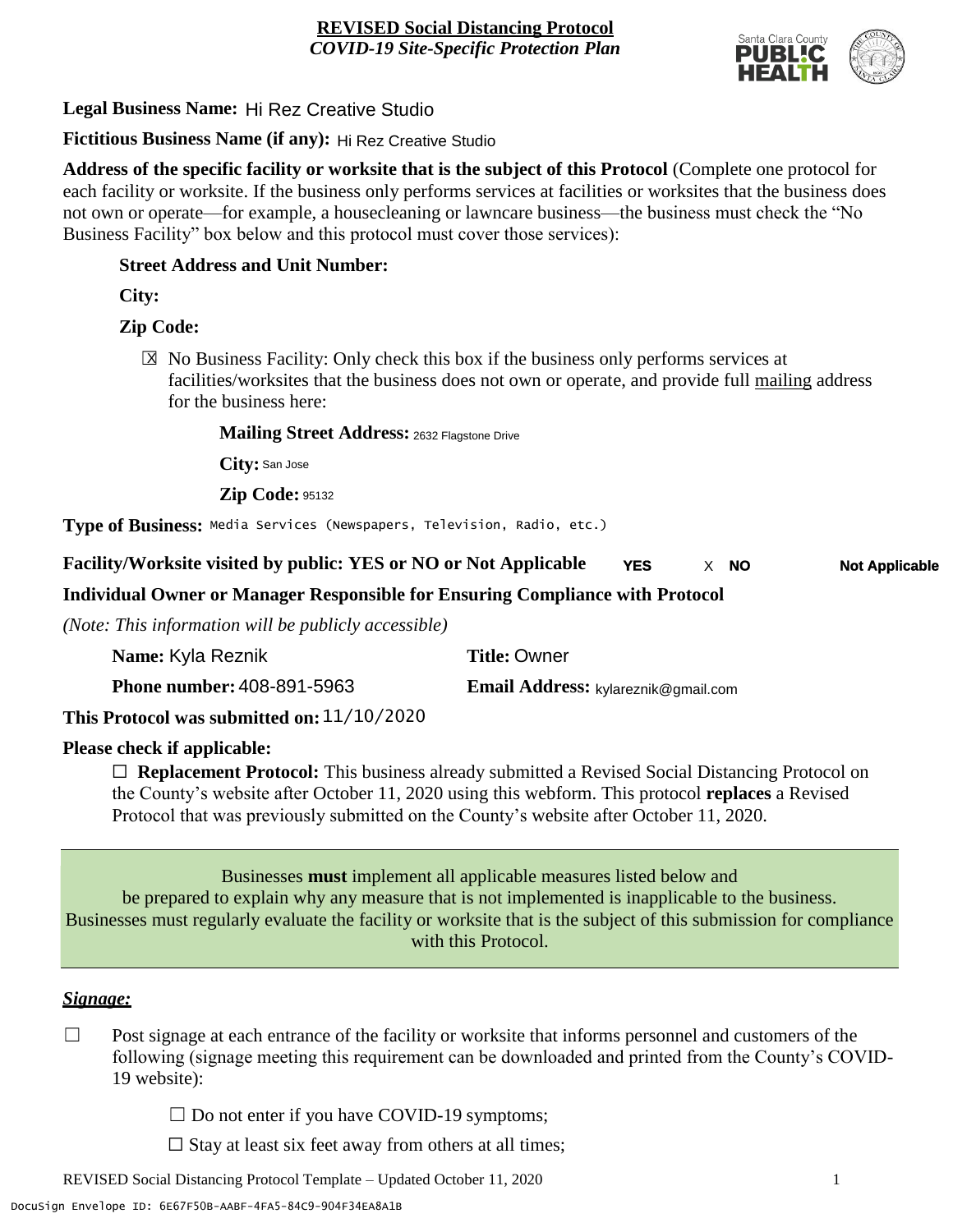# REVISED Social Distancing Protocol
## *COVID-19 Site-Specific Protection Plan*

**Legal Business Name:** Hi Rez Creative Studio

**Fictitious Business Name (if any):** Hi Rez Creative Studio

**Address of the specific facility or worksite that is the subject of this Protocol** (Complete one protocol for each facility or worksite. If the business only performs services at facilities or worksites that the business does not own or operate—for example, a housecleaning or lawncare business—the business must check the "No Business Facility" box below and this protocol must cover those services):

**Street Address and Unit Number:**

**City:**

**Zip Code:**

☒ No Business Facility: Only check this box if the business only performs services at facilities/worksites that the business does not own or operate, and provide full mailing address for the business here:

**Mailing Street Address:** 2632 Flagstone Drive

**City:** San Jose

**Zip Code:** 95132

**Type of Business:** Media Services (Newspapers, Television, Radio, etc.)

**Facility/Worksite visited by public: YES or NO or Not Applicable** **YES** X **NO** **Not Applicable**

**Individual Owner or Manager Responsible for Ensuring Compliance with Protocol**

*(Note: This information will be publicly accessible)*

**Name:** Kyla Reznik **Title:** Owner

**Phone number:** 408-891-5963 **Email Address:** kylareznik@gmail.com

**This Protocol was submitted on:** 11/10/2020

**Please check if applicable:**

☐ **Replacement Protocol:** This business already submitted a Revised Social Distancing Protocol on the County's website after October 11, 2020 using this webform. This protocol **replaces** a Revised Protocol that was previously submitted on the County's website after October 11, 2020.

Businesses **must** implement all applicable measures listed below and be prepared to explain why any measure that is not implemented is inapplicable to the business. Businesses must regularly evaluate the facility or worksite that is the subject of this submission for compliance with this Protocol.

### *Signage:*

☐ Post signage at each entrance of the facility or worksite that informs personnel and customers of the following (signage meeting this requirement can be downloaded and printed from the County's COVID-19 website):

☐ Do not enter if you have COVID-19 symptoms;

☐ Stay at least six feet away from others at all times;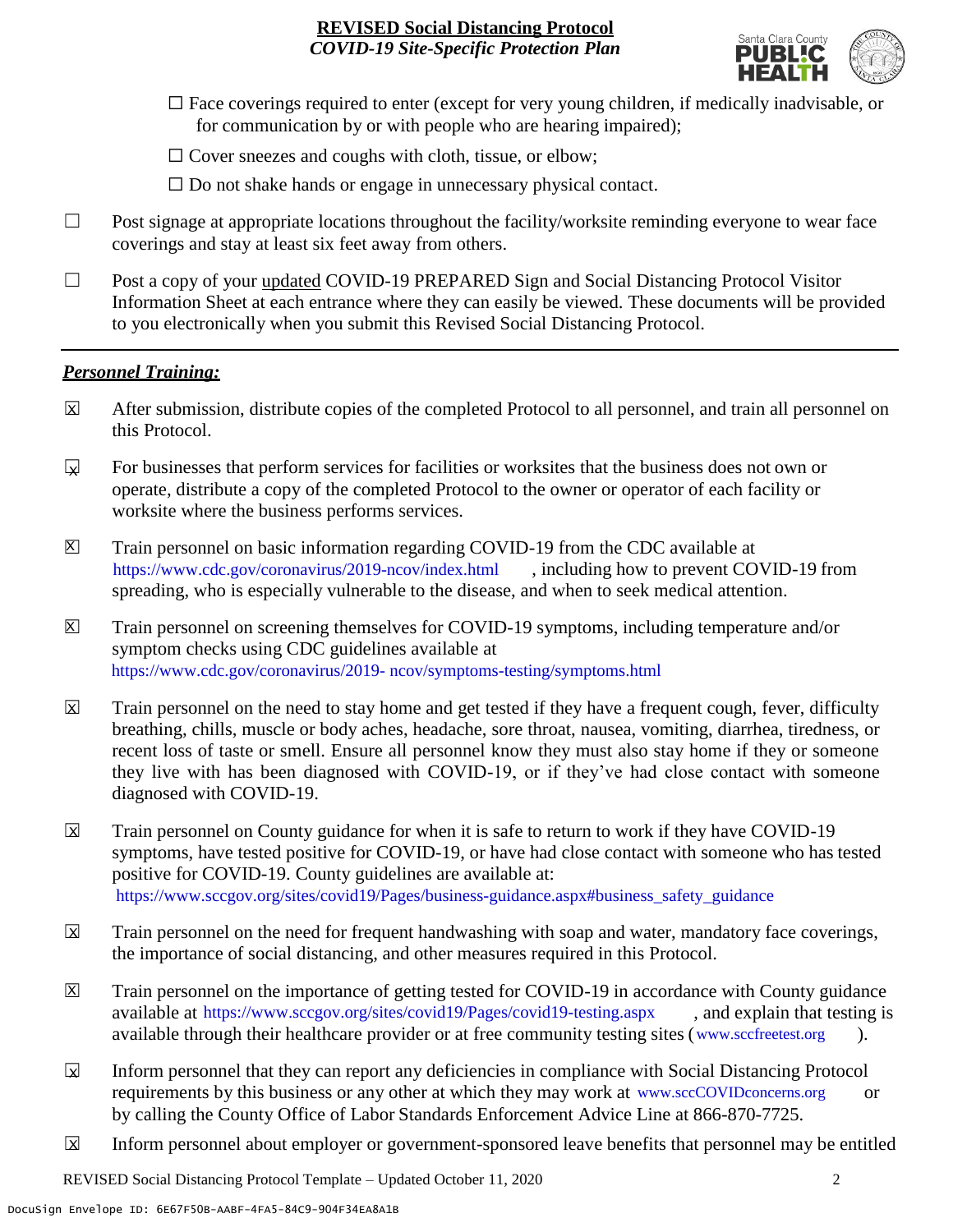☐ Face coverings required to enter (except for very young children, if medically inadvisable, or for communication by or with people who are hearing impaired);

☐ Cover sneezes and coughs with cloth, tissue, or elbow;

☐ Do not shake hands or engage in unnecessary physical contact.

☐ Post signage at appropriate locations throughout the facility/worksite reminding everyone to wear face coverings and stay at least six feet away from others.

☐ Post a copy of your updated COVID-19 PREPARED Sign and Social Distancing Protocol Visitor Information Sheet at each entrance where they can easily be viewed. These documents will be provided to you electronically when you submit this Revised Social Distancing Protocol.

---

## *Personnel Training:*

☒ After submission, distribute copies of the completed Protocol to all personnel, and train all personnel on this Protocol.

☒ For businesses that perform services for facilities or worksites that the business does not own or operate, distribute a copy of the completed Protocol to the owner or operator of each facility or worksite where the business performs services.

☒ Train personnel on basic information regarding COVID-19 from the CDC available at https://www.cdc.gov/coronavirus/2019-ncov/index.html, including how to prevent COVID-19 from spreading, who is especially vulnerable to the disease, and when to seek medical attention.

☒ Train personnel on screening themselves for COVID-19 symptoms, including temperature and/or symptom checks using CDC guidelines available at https://www.cdc.gov/coronavirus/2019- ncov/symptoms-testing/symptoms.html

☒ Train personnel on the need to stay home and get tested if they have a frequent cough, fever, difficulty breathing, chills, muscle or body aches, headache, sore throat, nausea, vomiting, diarrhea, tiredness, or recent loss of taste or smell. Ensure all personnel know they must also stay home if they or someone they live with has been diagnosed with COVID-19, or if they've had close contact with someone diagnosed with COVID-19.

☒ Train personnel on County guidance for when it is safe to return to work if they have COVID-19 symptoms, have tested positive for COVID-19, or have had close contact with someone who has tested positive for COVID-19. County guidelines are available at: https://www.sccgov.org/sites/covid19/Pages/business-guidance.aspx#business_safety_guidance

☒ Train personnel on the need for frequent handwashing with soap and water, mandatory face coverings, the importance of social distancing, and other measures required in this Protocol.

☒ Train personnel on the importance of getting tested for COVID-19 in accordance with County guidance available at https://www.sccgov.org/sites/covid19/Pages/covid19-testing.aspx, and explain that testing is available through their healthcare provider or at free community testing sites (www.sccfreetest.org).

☒ Inform personnel that they can report any deficiencies in compliance with Social Distancing Protocol requirements by this business or any other at which they may work at www.sccCOVIDconcerns.org or by calling the County Office of Labor Standards Enforcement Advice Line at 866-870-7725.

☒ Inform personnel about employer or government-sponsored leave benefits that personnel may be entitled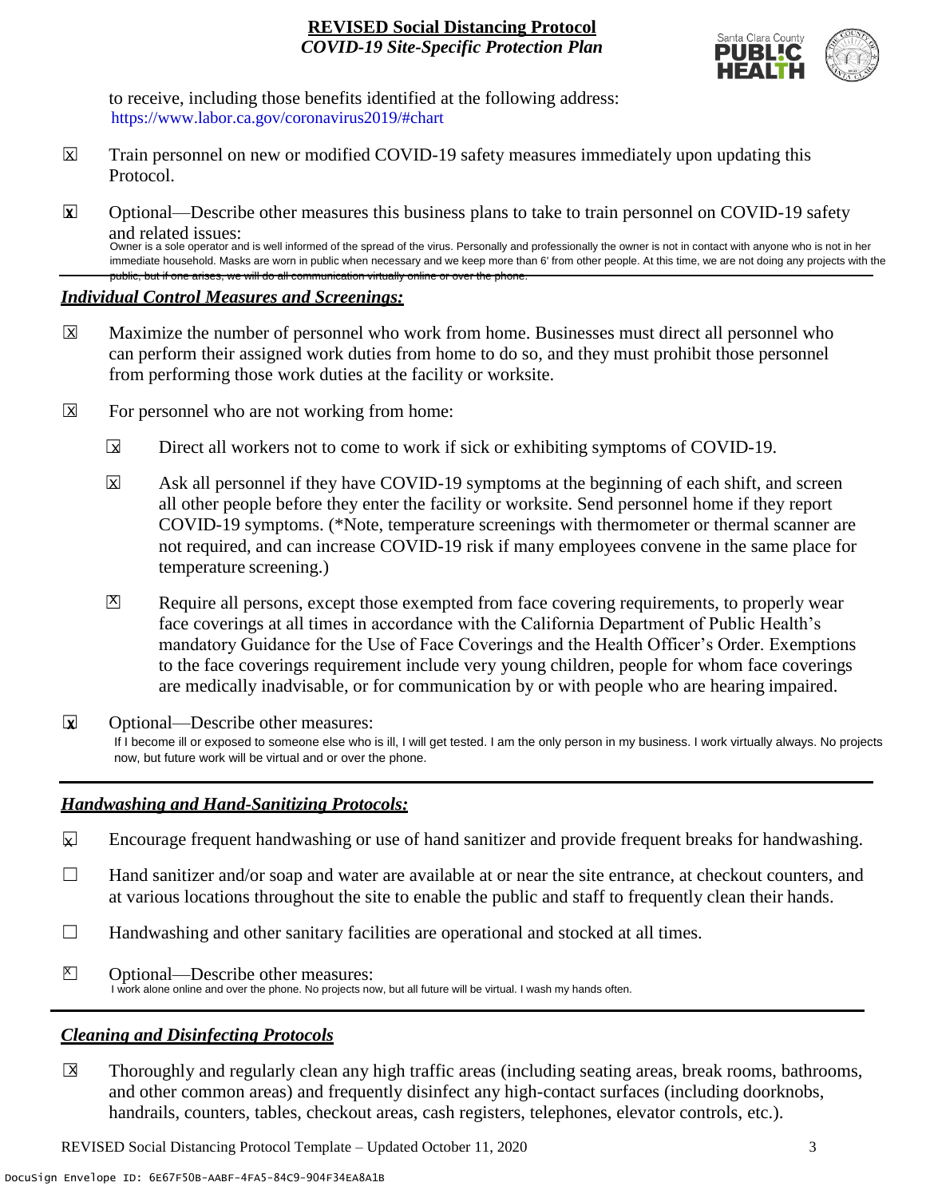to receive, including those benefits identified at the following address: https://www.labor.ca.gov/coronavirus2019/#chart

☒ Train personnel on new or modified COVID-19 safety measures immediately upon updating this Protocol.

☒ Optional—Describe other measures this business plans to take to train personnel on COVID-19 safety and related issues:
Owner is a sole operator and is well informed of the spread of the virus. Personally and professionally the owner is not in contact with anyone who is not in her immediate household. Masks are worn in public when necessary and we keep more than 6' from other people. At this time, we are not doing any projects with the public, but if one arises, we will do all communication virtually online or over the phone.

## *Individual Control Measures and Screenings:*

☒ Maximize the number of personnel who work from home. Businesses must direct all personnel who can perform their assigned work duties from home to do so, and they must prohibit those personnel from performing those work duties at the facility or worksite.

☒ For personnel who are not working from home:

- ☒ Direct all workers not to come to work if sick or exhibiting symptoms of COVID-19.
- ☒ Ask all personnel if they have COVID-19 symptoms at the beginning of each shift, and screen all other people before they enter the facility or worksite. Send personnel home if they report COVID-19 symptoms. (*Note, temperature screenings with thermometer or thermal scanner are not required, and can increase COVID-19 risk if many employees convene in the same place for temperature screening.)
- ☒ Require all persons, except those exempted from face covering requirements, to properly wear face coverings at all times in accordance with the California Department of Public Health's mandatory Guidance for the Use of Face Coverings and the Health Officer's Order. Exemptions to the face coverings requirement include very young children, people for whom face coverings are medically inadvisable, or for communication by or with people who are hearing impaired.

☒ Optional—Describe other measures:
If I become ill or exposed to someone else who is ill, I will get tested. I am the only person in my business. I work virtually always. No projects now, but future work will be virtual and or over the phone.

## *Handwashing and Hand-Sanitizing Protocols:*

☒ Encourage frequent handwashing or use of hand sanitizer and provide frequent breaks for handwashing.

☐ Hand sanitizer and/or soap and water are available at or near the site entrance, at checkout counters, and at various locations throughout the site to enable the public and staff to frequently clean their hands.

☐ Handwashing and other sanitary facilities are operational and stocked at all times.

☒ Optional—Describe other measures:
I work alone online and over the phone. No projects now, but all future will be virtual. I wash my hands often.

## *Cleaning and Disinfecting Protocols*

☒ Thoroughly and regularly clean any high traffic areas (including seating areas, break rooms, bathrooms, and other common areas) and frequently disinfect any high-contact surfaces (including doorknobs, handrails, counters, tables, checkout areas, cash registers, telephones, elevator controls, etc.).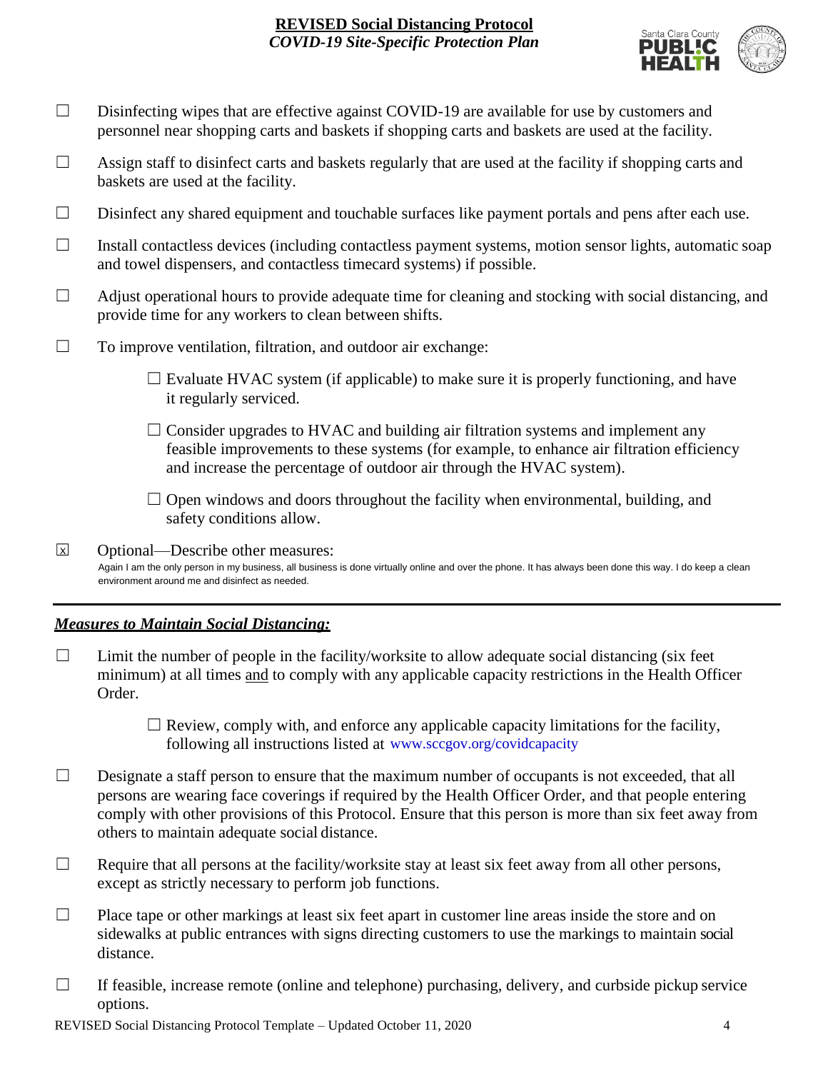- ☐ Disinfecting wipes that are effective against COVID-19 are available for use by customers and personnel near shopping carts and baskets if shopping carts and baskets are used at the facility.
- ☐ Assign staff to disinfect carts and baskets regularly that are used at the facility if shopping carts and baskets are used at the facility.
- ☐ Disinfect any shared equipment and touchable surfaces like payment portals and pens after each use.
- ☐ Install contactless devices (including contactless payment systems, motion sensor lights, automatic soap and towel dispensers, and contactless timecard systems) if possible.
- ☐ Adjust operational hours to provide adequate time for cleaning and stocking with social distancing, and provide time for any workers to clean between shifts.
- ☐ To improve ventilation, filtration, and outdoor air exchange:
  - ☐ Evaluate HVAC system (if applicable) to make sure it is properly functioning, and have it regularly serviced.
  - ☐ Consider upgrades to HVAC and building air filtration systems and implement any feasible improvements to these systems (for example, to enhance air filtration efficiency and increase the percentage of outdoor air through the HVAC system).
  - ☐ Open windows and doors throughout the facility when environmental, building, and safety conditions allow.
- ☒ Optional—Describe other measures:
  Again I am the only person in my business, all business is done virtually online and over the phone. It has always been done this way. I do keep a clean environment around me and disinfect as needed.

---

## ***Measures to Maintain Social Distancing:***

- ☐ Limit the number of people in the facility/worksite to allow adequate social distancing (six feet minimum) at all times and to comply with any applicable capacity restrictions in the Health Officer Order.
  - ☐ Review, comply with, and enforce any applicable capacity limitations for the facility, following all instructions listed at www.sccgov.org/covidcapacity
- ☐ Designate a staff person to ensure that the maximum number of occupants is not exceeded, that all persons are wearing face coverings if required by the Health Officer Order, and that people entering comply with other provisions of this Protocol. Ensure that this person is more than six feet away from others to maintain adequate social distance.
- ☐ Require that all persons at the facility/worksite stay at least six feet away from all other persons, except as strictly necessary to perform job functions.
- ☐ Place tape or other markings at least six feet apart in customer line areas inside the store and on sidewalks at public entrances with signs directing customers to use the markings to maintain social distance.
- ☐ If feasible, increase remote (online and telephone) purchasing, delivery, and curbside pickup service options.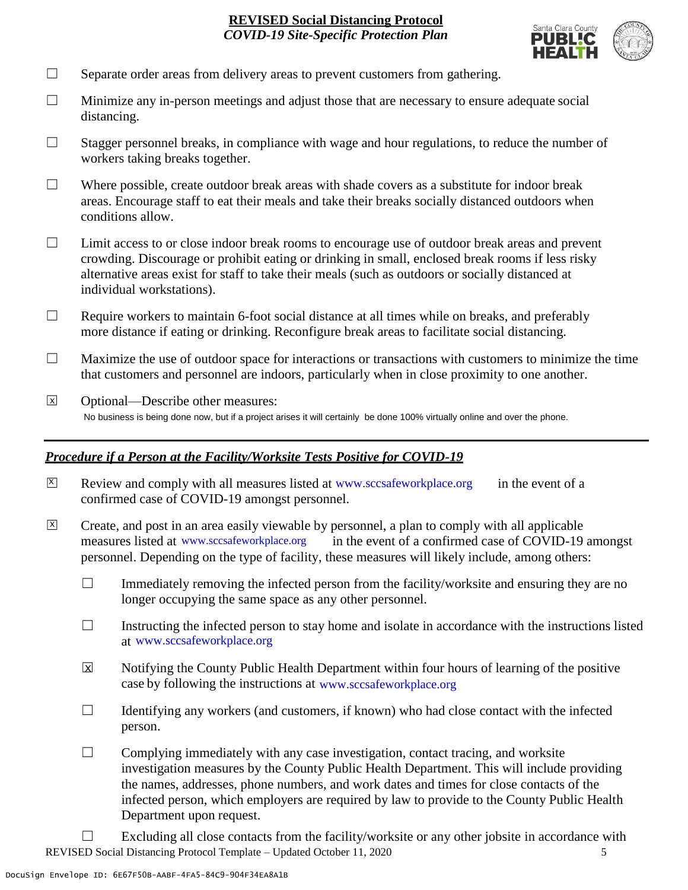- ☐ Separate order areas from delivery areas to prevent customers from gathering.
- ☐ Minimize any in-person meetings and adjust those that are necessary to ensure adequate social distancing.
- ☐ Stagger personnel breaks, in compliance with wage and hour regulations, to reduce the number of workers taking breaks together.
- ☐ Where possible, create outdoor break areas with shade covers as a substitute for indoor break areas. Encourage staff to eat their meals and take their breaks socially distanced outdoors when conditions allow.
- ☐ Limit access to or close indoor break rooms to encourage use of outdoor break areas and prevent crowding. Discourage or prohibit eating or drinking in small, enclosed break rooms if less risky alternative areas exist for staff to take their meals (such as outdoors or socially distanced at individual workstations).
- ☐ Require workers to maintain 6-foot social distance at all times while on breaks, and preferably more distance if eating or drinking. Reconfigure break areas to facilitate social distancing.
- ☐ Maximize the use of outdoor space for interactions or transactions with customers to minimize the time that customers and personnel are indoors, particularly when in close proximity to one another.
- ☒ Optional—Describe other measures:
  No business is being done now, but if a project arises it will certainly be done 100% virtually online and over the phone.

---

## ***Procedure if a Person at the Facility/Worksite Tests Positive for COVID-19***

- ☒ Review and comply with all measures listed at www.sccsafeworkplace.org in the event of a confirmed case of COVID-19 amongst personnel.
- ☒ Create, and post in an area easily viewable by personnel, a plan to comply with all applicable measures listed at www.sccsafeworkplace.org in the event of a confirmed case of COVID-19 amongst personnel. Depending on the type of facility, these measures will likely include, among others:
  - ☐ Immediately removing the infected person from the facility/worksite and ensuring they are no longer occupying the same space as any other personnel.
  - ☐ Instructing the infected person to stay home and isolate in accordance with the instructions listed at www.sccsafeworkplace.org
  - ☒ Notifying the County Public Health Department within four hours of learning of the positive case by following the instructions at www.sccsafeworkplace.org
  - ☐ Identifying any workers (and customers, if known) who had close contact with the infected person.
  - ☐ Complying immediately with any case investigation, contact tracing, and worksite investigation measures by the County Public Health Department. This will include providing the names, addresses, phone numbers, and work dates and times for close contacts of the infected person, which employers are required by law to provide to the County Public Health Department upon request.
  - ☐ Excluding all close contacts from the facility/worksite or any other jobsite in accordance with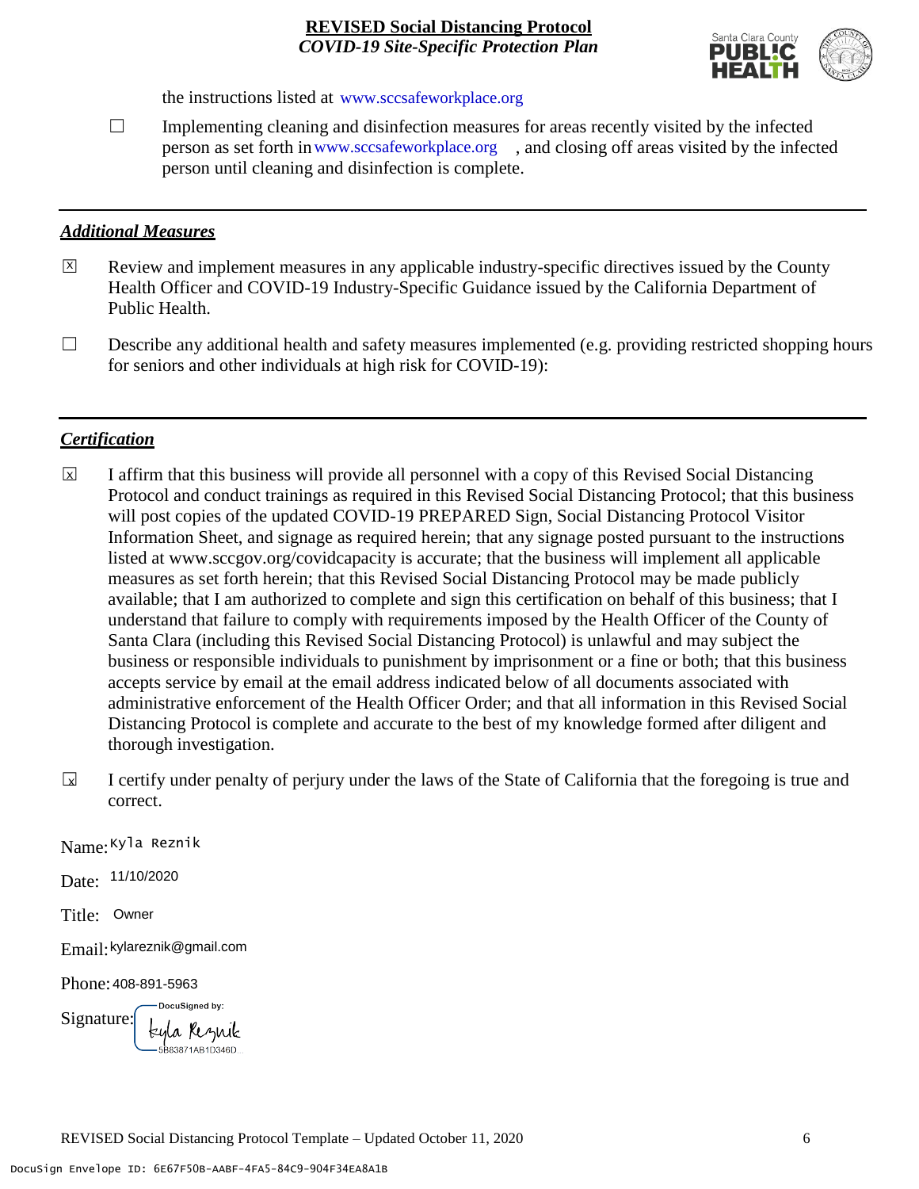the instructions listed at www.sccsafeworkplace.org

☐ Implementing cleaning and disinfection measures for areas recently visited by the infected person as set forth in www.sccsafeworkplace.org , and closing off areas visited by the infected person until cleaning and disinfection is complete.

## *Additional Measures*

☒ Review and implement measures in any applicable industry-specific directives issued by the County Health Officer and COVID-19 Industry-Specific Guidance issued by the California Department of Public Health.

☐ Describe any additional health and safety measures implemented (e.g. providing restricted shopping hours for seniors and other individuals at high risk for COVID-19):

## *Certification*

☒ I affirm that this business will provide all personnel with a copy of this Revised Social Distancing Protocol and conduct trainings as required in this Revised Social Distancing Protocol; that this business will post copies of the updated COVID-19 PREPARED Sign, Social Distancing Protocol Visitor Information Sheet, and signage as required herein; that any signage posted pursuant to the instructions listed at www.sccgov.org/covidcapacity is accurate; that the business will implement all applicable measures as set forth herein; that this Revised Social Distancing Protocol may be made publicly available; that I am authorized to complete and sign this certification on behalf of this business; that I understand that failure to comply with requirements imposed by the Health Officer of the County of Santa Clara (including this Revised Social Distancing Protocol) is unlawful and may subject the business or responsible individuals to punishment by imprisonment or a fine or both; that this business accepts service by email at the email address indicated below of all documents associated with administrative enforcement of the Health Officer Order; and that all information in this Revised Social Distancing Protocol is complete and accurate to the best of my knowledge formed after diligent and thorough investigation.

☒ I certify under penalty of perjury under the laws of the State of California that the foregoing is true and correct.

Name: Kyla Reznik

Date: 11/10/2020

Title: Owner

Email: kylareznik@gmail.com

Phone: 408-891-5963

Signature: DocuSigned by: Kyla Reznik 5B83871AB1D346D...

DocuSign Envelope ID: 6E67F50B-AABF-4FA5-84C9-904F34EA8A1B